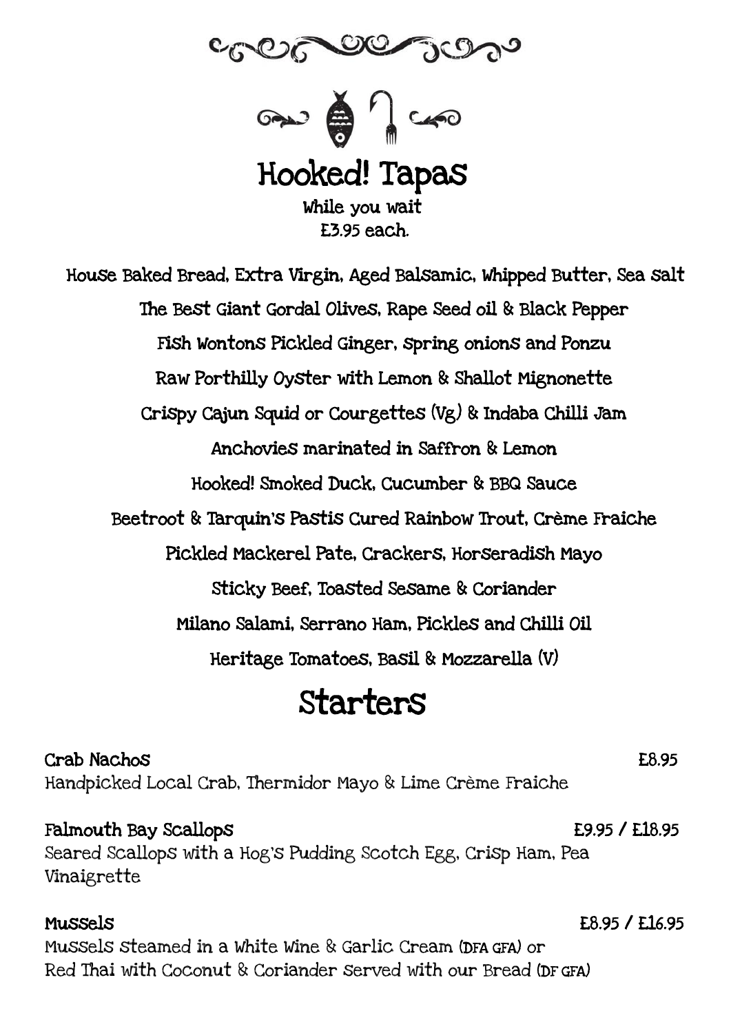# Hooked! Tapas

While you wait
£3.95 each.

House Baked Bread, Extra Virgin, Aged Balsamic, Whipped Butter, Sea Salt

The Best Giant Gordal Olives, Rape Seed oil & Black Pepper

Fish Wontons Pickled Ginger, Spring onions and Ponzu

Raw Porthilly Oyster with Lemon & Shallot Mignonette

Crispy Cajun Squid or Courgettes (Vg) & Indaba Chilli Jam

Anchovies marinated in Saffron & Lemon

Hooked! Smoked Duck, Cucumber & BBQ Sauce

Beetroot & Tarquin's Pastis Cured Rainbow Trout, Crème Fraiche

Pickled Mackerel Pate, Crackers, Horseradish Mayo

Sticky Beef, Toasted Sesame & Coriander

Milano Salami, Serrano Ham, Pickles and Chilli Oil

Heritage Tomatoes, Basil & Mozzarella (V)

# Starters

**Crab Nachos** £8.95
Handpicked Local Crab, Thermidor Mayo & Lime Crème Fraiche

**Falmouth Bay Scallops** £9.95 / £18.95
Seared Scallops with a Hog's Pudding Scotch Egg, Crisp Ham, Pea Vinaigrette

**Mussels** £8.95 / £16.95
Mussels Steamed in a White Wine & Garlic Cream (DFA GFA) or Red Thai with Coconut & Coriander Served with our Bread (DF GFA)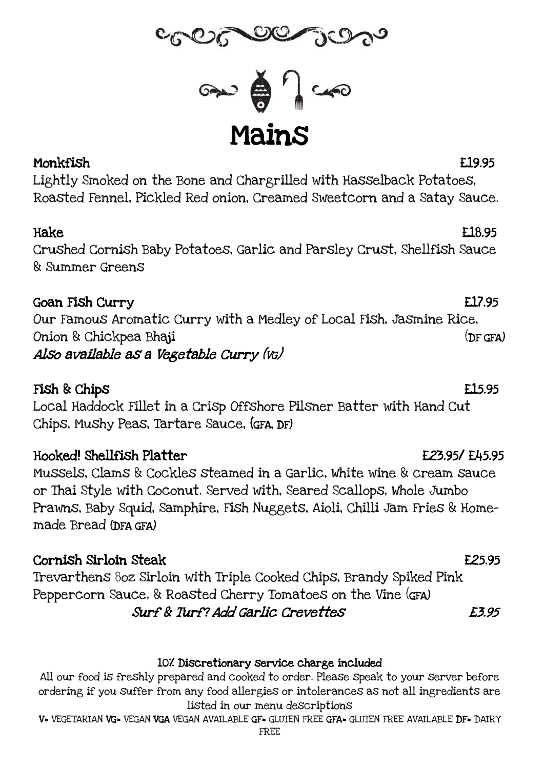# Mains

**Monkfish** £19.95

Lightly Smoked on the Bone and Chargrilled with Hasselback Potatoes, Roasted Fennel, Pickled Red onion, Creamed Sweetcorn and a Satay Sauce.

**Hake** £18.95

Crushed Cornish Baby Potatoes, Garlic and Parsley Crust, Shellfish Sauce & Summer Greens

**Goan Fish Curry** £17.95

Our Famous Aromatic Curry with a Medley of Local Fish, Jasmine Rice, Onion & Chickpea Bhaji (DF GFA)

*Also available as a Vegetable Curry (VG)*

**Fish & Chips** £15.95

Local Haddock Fillet in a Crisp Offshore Pilsner Batter with Hand Cut Chips, Mushy Peas, Tartare Sauce, (GFA, DF)

**Hooked! Shellfish Platter** £23.95/ £45.95

Mussels, Clams & Cockles steamed in a Garlic, white wine & cream sauce or Thai Style with Coconut. Served with, Seared Scallops, Whole Jumbo Prawns, Baby Squid, Samphire, Fish Nuggets, Aioli, Chilli Jam Fries & Home-made Bread (DFA GFA)

**Cornish Sirloin Steak** £25.95

Trevarthens 8oz Sirloin with Triple Cooked Chips, Brandy Spiked Pink Peppercorn Sauce, & Roasted Cherry Tomatoes on the Vine (GFA)

*Surf & Turf? Add Garlic Crevettes* *£3.95*

**10% Discretionary service charge included**

All our food is freshly prepared and cooked to order. Please speak to your server before ordering if you suffer from any food allergies or intolerances as not all ingredients are listed in our menu descriptions

V= VEGETARIAN VG= VEGAN VGA VEGAN AVAILABLE GF= GLUTEN FREE GFA= GLUTEN FREE AVAILABLE DF= DAIRY FREE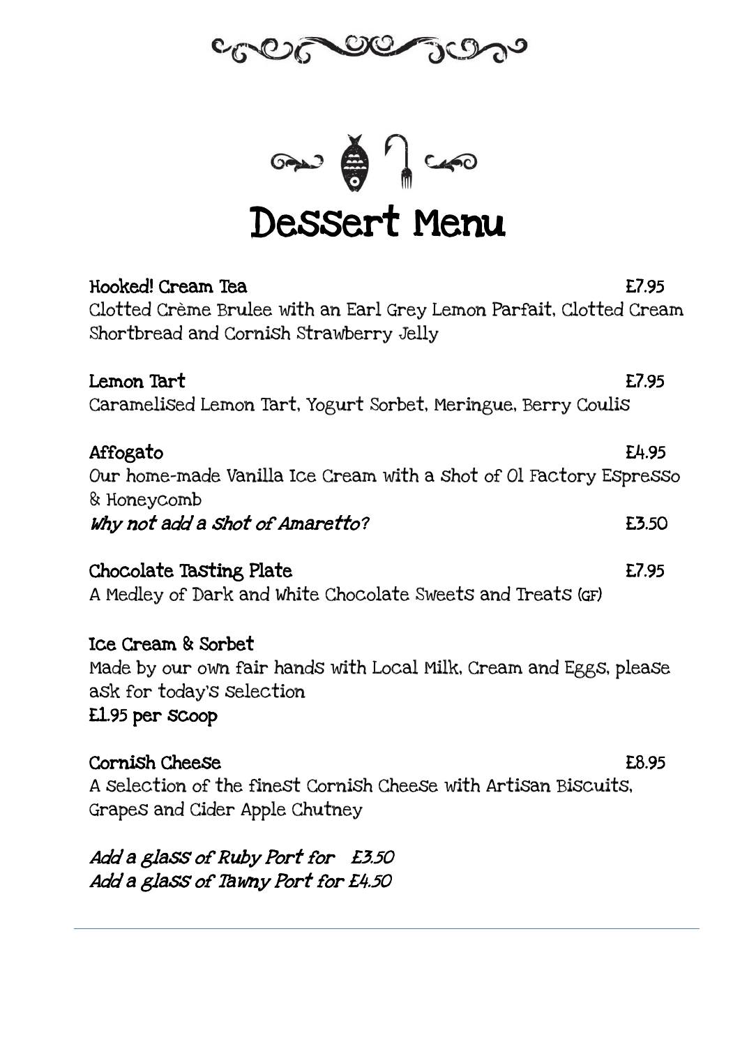# Dessert Menu

**Hooked! Cream Tea** £7.95
Clotted Crème Brulee with an Earl Grey Lemon Parfait, Clotted Cream Shortbread and Cornish Strawberry Jelly

**Lemon Tart** £7.95
Caramelised Lemon Tart, Yogurt Sorbet, Meringue, Berry Coulis

**Affogato** £4.95
Our home-made Vanilla Ice Cream with a shot of 01 Factory Espresso & Honeycomb
*Why not add a shot of Amaretto?* £3.50

**Chocolate Tasting Plate** £7.95
A Medley of Dark and White Chocolate Sweets and Treats (GF)

**Ice Cream & Sorbet**
Made by our own fair hands with Local Milk, Cream and Eggs, please ask for today's selection
**£1.95 per scoop**

**Cornish Cheese** £8.95
A selection of the finest Cornish Cheese with Artisan Biscuits, Grapes and Cider Apple Chutney

*Add a glass of Ruby Port for £3.50*
*Add a glass of Tawny Port for £4.50*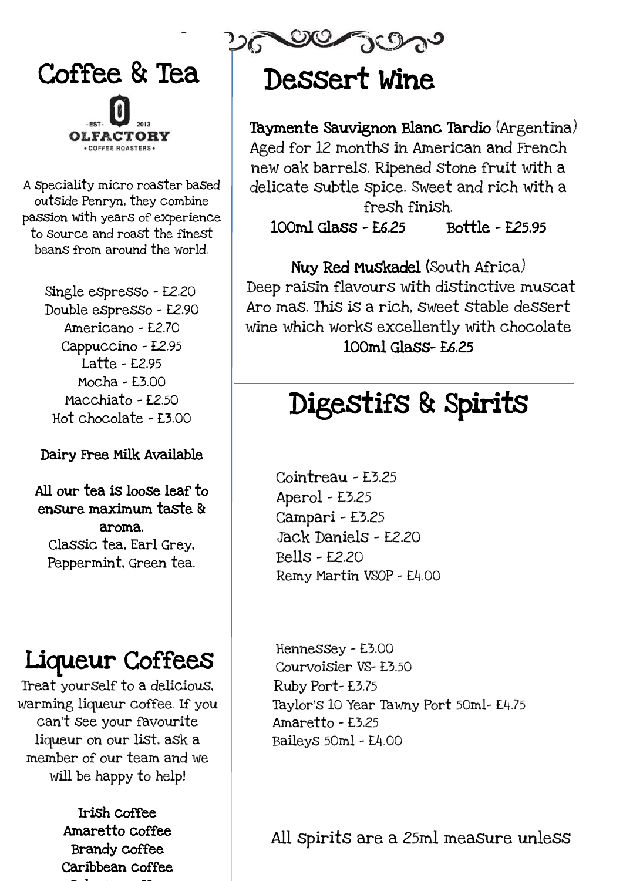## Coffee & Tea

-EST- 2013 OLFACTORY • COFFEE ROASTERS •

A speciality micro roaster based outside Penryn, they combine passion with years of experience to source and roast the finest beans from around the world.

Single espresso - £2.20
Double espresso - £2.90
Americano - £2.70
Cappuccino - £2.95
Latte - £2.95
Mocha - £3.00
Macchiato - £2.50
Hot chocolate - £3.00

**Dairy Free Milk Available**

**All our tea is loose leaf to ensure maximum taste & aroma.**
Classic tea, Earl Grey, Peppermint, Green tea.

## Liqueur Coffees

Treat yourself to a delicious, warming liqueur coffee. If you can't see your favourite liqueur on our list, ask a member of our team and we will be happy to help!

**Irish coffee**
**Amaretto coffee**
**Brandy coffee**
**Caribbean coffee**

## Dessert Wine

**Taymente Sauvignon Blanc Tardio** (Argentina)
Aged for 12 months in American and French new oak barrels. Ripened stone fruit with a delicate subtle spice. Sweet and rich with a fresh finish.
**100ml Glass - £6.25 Bottle - £25.95**

**Nuy Red Muskadel** (South Africa)
Deep raisin flavours with distinctive muscat Aro mas. This is a rich, sweet stable dessert wine which works excellently with chocolate
**100ml Glass- £6.25**

## Digestifs & Spirits

Cointreau - £3.25
Aperol - £3.25
Campari - £3.25
Jack Daniels - £2.20
Bells - £2.20
Remy Martin VSOP - £4.00

Hennessey - £3.00
Courvoisier VS- £3.50
Ruby Port- £3.75
Taylor's 10 Year Tawny Port 50ml- £4.75
Amaretto - £3.25
Baileys 50ml - £4.00

All spirits are a 25ml measure unless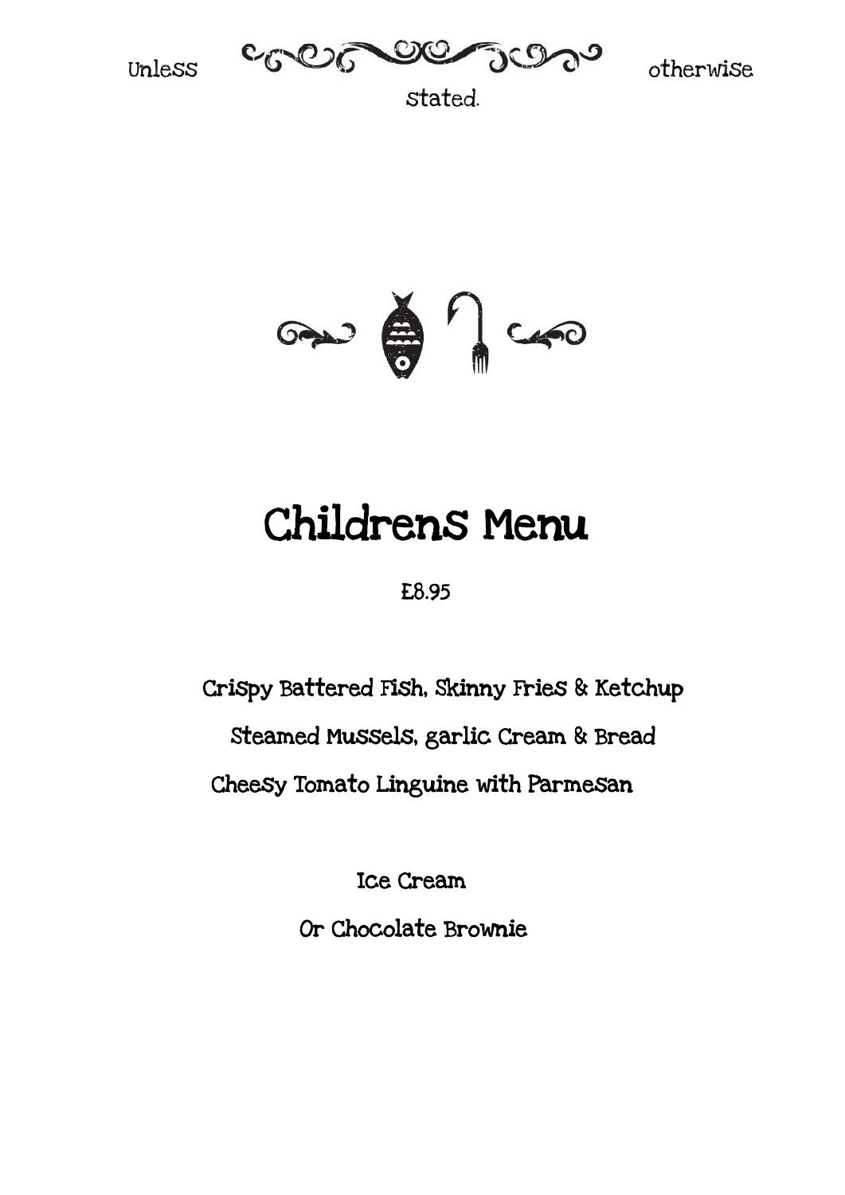Unless otherwise stated.

# Childrens Menu

£8.95

Crispy Battered Fish, Skinny Fries & Ketchup

Steamed Mussels, garlic Cream & Bread

Cheesy Tomato Linguine with Parmesan

Ice Cream

Or Chocolate Brownie